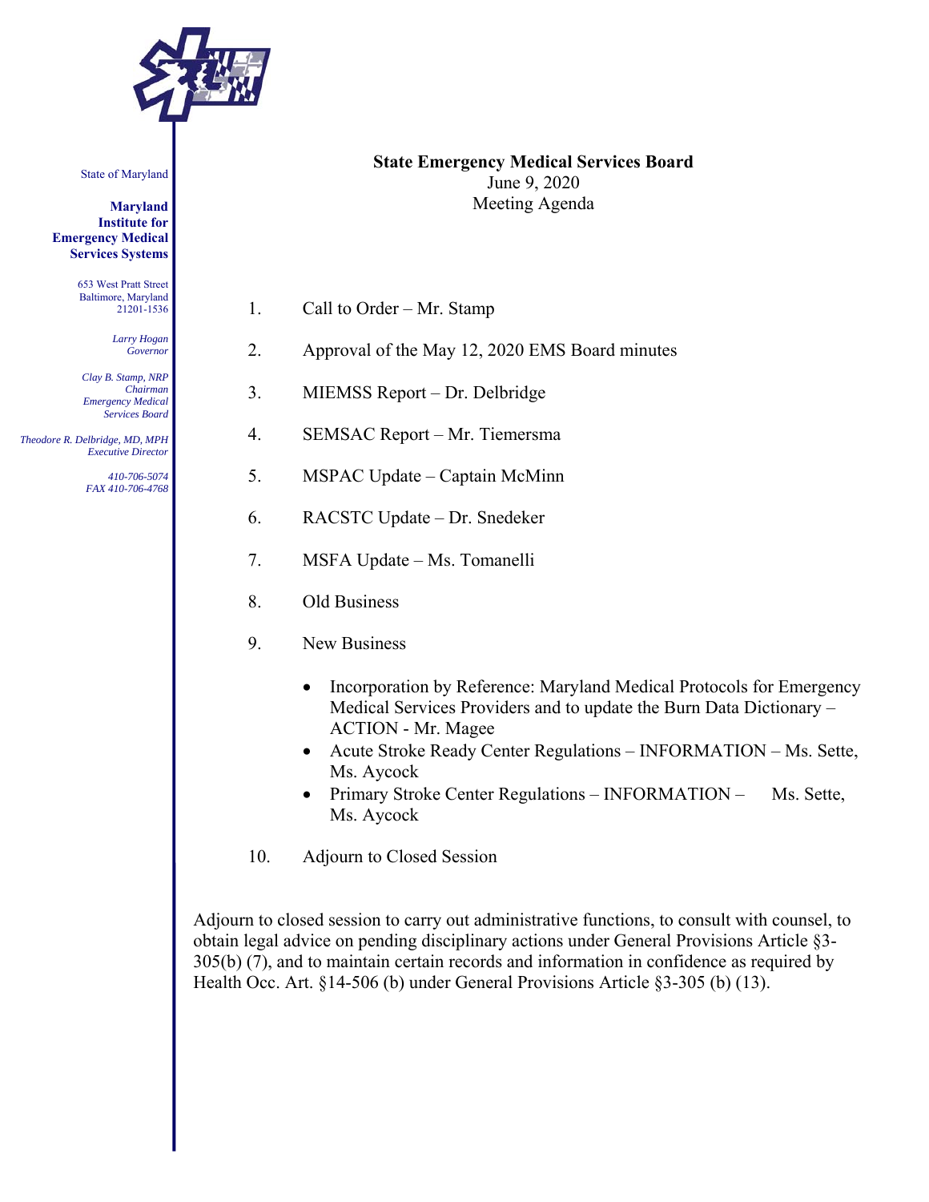State of Maryland

**Maryland Institute for Emergency Medical Services Systems**

653 West Pratt Street
Baltimore, Maryland
21201-1536

*Larry Hogan*
*Governor*

*Clay B. Stamp, NRP*
*Chairman*
*Emergency Medical Services Board*

*Theodore R. Delbridge, MD, MPH*
*Executive Director*

*410-706-5074*
*FAX 410-706-4768*

**State Emergency Medical Services Board**
June 9, 2020
Meeting Agenda

1. Call to Order – Mr. Stamp
2. Approval of the May 12, 2020 EMS Board minutes
3. MIEMSS Report – Dr. Delbridge
4. SEMSAC Report – Mr. Tiemersma
5. MSPAC Update – Captain McMinn
6. RACSTC Update – Dr. Snedeker
7. MSFA Update – Ms. Tomanelli
8. Old Business
9. New Business
   - Incorporation by Reference: Maryland Medical Protocols for Emergency Medical Services Providers and to update the Burn Data Dictionary – ACTION - Mr. Magee
   - Acute Stroke Ready Center Regulations – INFORMATION – Ms. Sette, Ms. Aycock
   - Primary Stroke Center Regulations – INFORMATION – Ms. Sette, Ms. Aycock
10. Adjourn to Closed Session

Adjourn to closed session to carry out administrative functions, to consult with counsel, to obtain legal advice on pending disciplinary actions under General Provisions Article §3-305(b) (7), and to maintain certain records and information in confidence as required by Health Occ. Art. §14-506 (b) under General Provisions Article §3-305 (b) (13).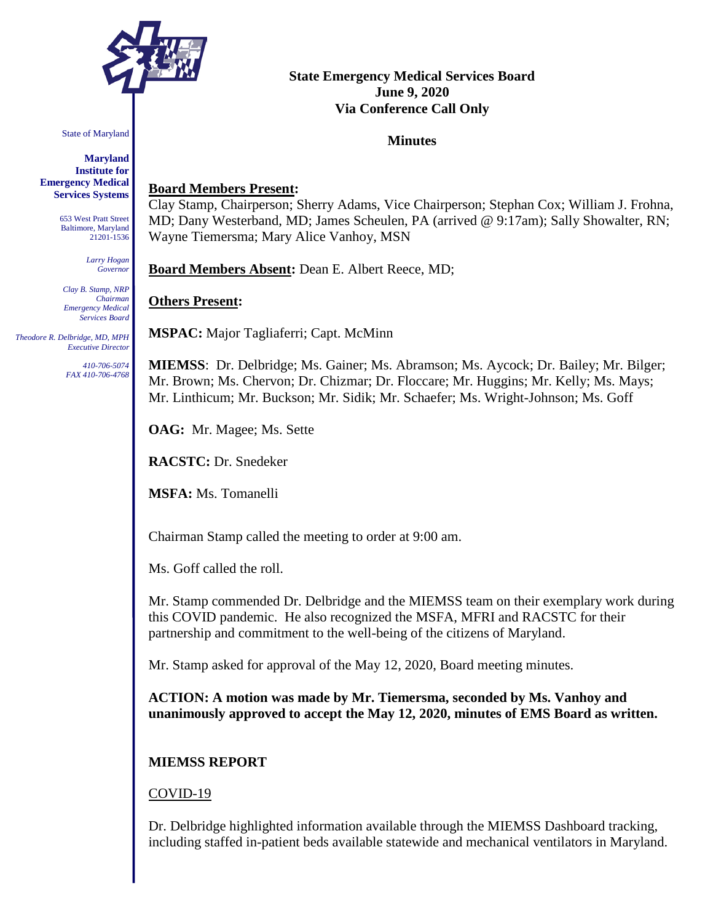State of Maryland

**Maryland Institute for Emergency Medical Services Systems**

653 West Pratt Street
Baltimore, Maryland
21201-1536

*Larry Hogan*
*Governor*

*Clay B. Stamp, NRP*
*Chairman*
*Emergency Medical Services Board*

*Theodore R. Delbridge, MD, MPH*
*Executive Director*

*410-706-5074*
*FAX 410-706-4768*

**State Emergency Medical Services Board**
**June 9, 2020**
**Via Conference Call Only**

**Minutes**

**Board Members Present:**
Clay Stamp, Chairperson; Sherry Adams, Vice Chairperson; Stephan Cox; William J. Frohna, MD; Dany Westerband, MD; James Scheulen, PA (arrived @ 9:17am); Sally Showalter, RN; Wayne Tiemersma; Mary Alice Vanhoy, MSN

**Board Members Absent:** Dean E. Albert Reece, MD;

**Others Present:**

**MSPAC:** Major Tagliaferri; Capt. McMinn

**MIEMSS**: Dr. Delbridge; Ms. Gainer; Ms. Abramson; Ms. Aycock; Dr. Bailey; Mr. Bilger; Mr. Brown; Ms. Chervon; Dr. Chizmar; Dr. Floccare; Mr. Huggins; Mr. Kelly; Ms. Mays; Mr. Linthicum; Mr. Buckson; Mr. Sidik; Mr. Schaefer; Ms. Wright-Johnson; Ms. Goff

**OAG:** Mr. Magee; Ms. Sette

**RACSTC:** Dr. Snedeker

**MSFA:** Ms. Tomanelli

Chairman Stamp called the meeting to order at 9:00 am.

Ms. Goff called the roll.

Mr. Stamp commended Dr. Delbridge and the MIEMSS team on their exemplary work during this COVID pandemic. He also recognized the MSFA, MFRI and RACSTC for their partnership and commitment to the well-being of the citizens of Maryland.

Mr. Stamp asked for approval of the May 12, 2020, Board meeting minutes.

**ACTION: A motion was made by Mr. Tiemersma, seconded by Ms. Vanhoy and unanimously approved to accept the May 12, 2020, minutes of EMS Board as written.**

**MIEMSS REPORT**

COVID-19

Dr. Delbridge highlighted information available through the MIEMSS Dashboard tracking, including staffed in-patient beds available statewide and mechanical ventilators in Maryland.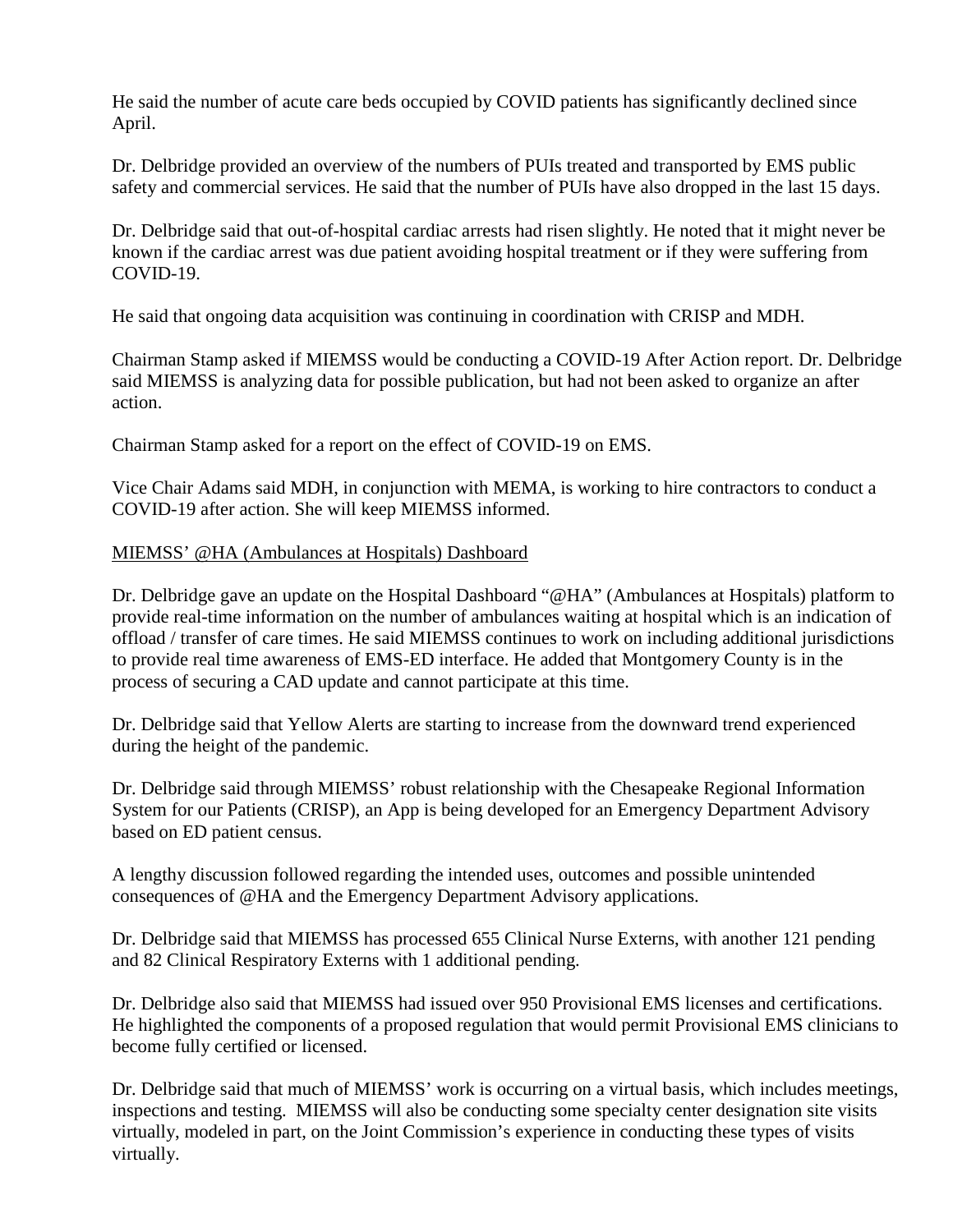He said the number of acute care beds occupied by COVID patients has significantly declined since April.

Dr. Delbridge provided an overview of the numbers of PUIs treated and transported by EMS public safety and commercial services. He said that the number of PUIs have also dropped in the last 15 days.

Dr. Delbridge said that out-of-hospital cardiac arrests had risen slightly. He noted that it might never be known if the cardiac arrest was due patient avoiding hospital treatment or if they were suffering from COVID-19.

He said that ongoing data acquisition was continuing in coordination with CRISP and MDH.

Chairman Stamp asked if MIEMSS would be conducting a COVID-19 After Action report. Dr. Delbridge said MIEMSS is analyzing data for possible publication, but had not been asked to organize an after action.

Chairman Stamp asked for a report on the effect of COVID-19 on EMS.

Vice Chair Adams said MDH, in conjunction with MEMA, is working to hire contractors to conduct a COVID-19 after action. She will keep MIEMSS informed.

<u>MIEMSS' @HA (Ambulances at Hospitals) Dashboard</u>

Dr. Delbridge gave an update on the Hospital Dashboard "@HA" (Ambulances at Hospitals) platform to provide real-time information on the number of ambulances waiting at hospital which is an indication of offload / transfer of care times. He said MIEMSS continues to work on including additional jurisdictions to provide real time awareness of EMS-ED interface. He added that Montgomery County is in the process of securing a CAD update and cannot participate at this time.

Dr. Delbridge said that Yellow Alerts are starting to increase from the downward trend experienced during the height of the pandemic.

Dr. Delbridge said through MIEMSS' robust relationship with the Chesapeake Regional Information System for our Patients (CRISP), an App is being developed for an Emergency Department Advisory based on ED patient census.

A lengthy discussion followed regarding the intended uses, outcomes and possible unintended consequences of @HA and the Emergency Department Advisory applications.

Dr. Delbridge said that MIEMSS has processed 655 Clinical Nurse Externs, with another 121 pending and 82 Clinical Respiratory Externs with 1 additional pending.

Dr. Delbridge also said that MIEMSS had issued over 950 Provisional EMS licenses and certifications. He highlighted the components of a proposed regulation that would permit Provisional EMS clinicians to become fully certified or licensed.

Dr. Delbridge said that much of MIEMSS' work is occurring on a virtual basis, which includes meetings, inspections and testing. MIEMSS will also be conducting some specialty center designation site visits virtually, modeled in part, on the Joint Commission's experience in conducting these types of visits virtually.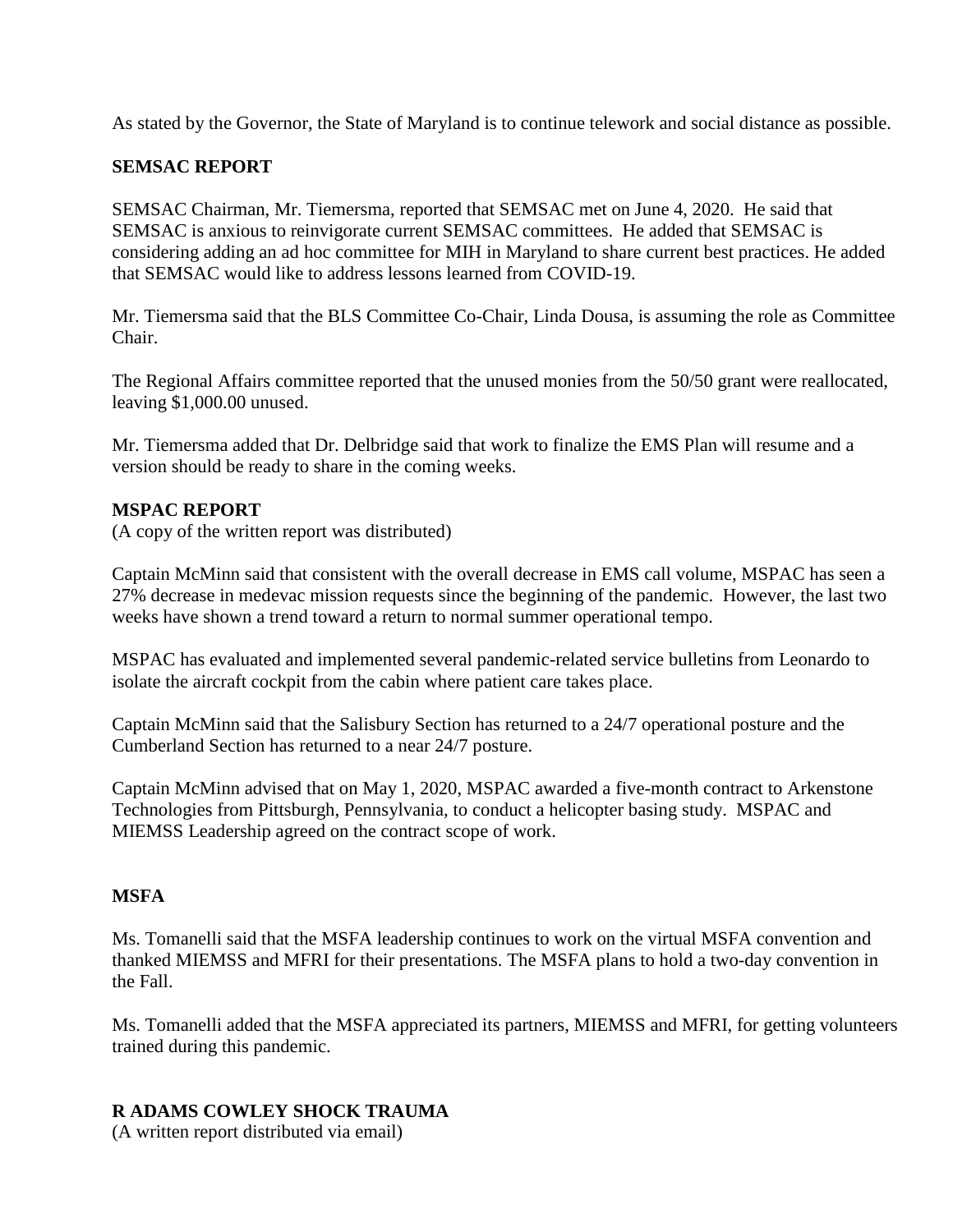As stated by the Governor, the State of Maryland is to continue telework and social distance as possible.

**SEMSAC REPORT**

SEMSAC Chairman, Mr. Tiemersma, reported that SEMSAC met on June 4, 2020. He said that SEMSAC is anxious to reinvigorate current SEMSAC committees. He added that SEMSAC is considering adding an ad hoc committee for MIH in Maryland to share current best practices. He added that SEMSAC would like to address lessons learned from COVID-19.

Mr. Tiemersma said that the BLS Committee Co-Chair, Linda Dousa, is assuming the role as Committee Chair.

The Regional Affairs committee reported that the unused monies from the 50/50 grant were reallocated, leaving $1,000.00 unused.

Mr. Tiemersma added that Dr. Delbridge said that work to finalize the EMS Plan will resume and a version should be ready to share in the coming weeks.

**MSPAC REPORT**
(A copy of the written report was distributed)

Captain McMinn said that consistent with the overall decrease in EMS call volume, MSPAC has seen a 27% decrease in medevac mission requests since the beginning of the pandemic. However, the last two weeks have shown a trend toward a return to normal summer operational tempo.

MSPAC has evaluated and implemented several pandemic-related service bulletins from Leonardo to isolate the aircraft cockpit from the cabin where patient care takes place.

Captain McMinn said that the Salisbury Section has returned to a 24/7 operational posture and the Cumberland Section has returned to a near 24/7 posture.

Captain McMinn advised that on May 1, 2020, MSPAC awarded a five-month contract to Arkenstone Technologies from Pittsburgh, Pennsylvania, to conduct a helicopter basing study. MSPAC and MIEMSS Leadership agreed on the contract scope of work.

**MSFA**

Ms. Tomanelli said that the MSFA leadership continues to work on the virtual MSFA convention and thanked MIEMSS and MFRI for their presentations. The MSFA plans to hold a two-day convention in the Fall.

Ms. Tomanelli added that the MSFA appreciated its partners, MIEMSS and MFRI, for getting volunteers trained during this pandemic.

**R ADAMS COWLEY SHOCK TRAUMA**
(A written report distributed via email)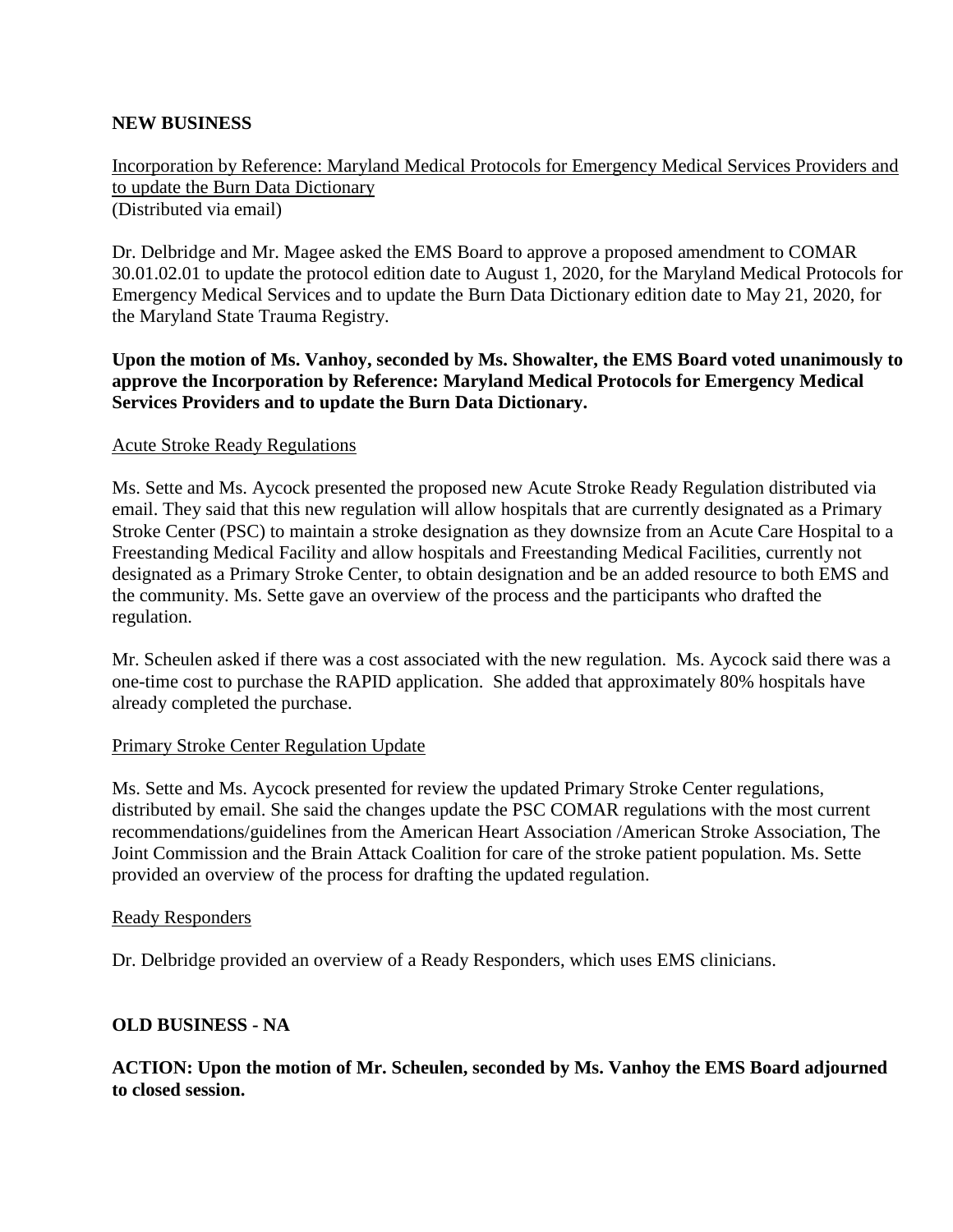**NEW BUSINESS**

Incorporation by Reference: Maryland Medical Protocols for Emergency Medical Services Providers and to update the Burn Data Dictionary
(Distributed via email)

Dr. Delbridge and Mr. Magee asked the EMS Board to approve a proposed amendment to COMAR 30.01.02.01 to update the protocol edition date to August 1, 2020, for the Maryland Medical Protocols for Emergency Medical Services and to update the Burn Data Dictionary edition date to May 21, 2020, for the Maryland State Trauma Registry.

**Upon the motion of Ms. Vanhoy, seconded by Ms. Showalter, the EMS Board voted unanimously to approve the Incorporation by Reference: Maryland Medical Protocols for Emergency Medical Services Providers and to update the Burn Data Dictionary.**

Acute Stroke Ready Regulations

Ms. Sette and Ms. Aycock presented the proposed new Acute Stroke Ready Regulation distributed via email. They said that this new regulation will allow hospitals that are currently designated as a Primary Stroke Center (PSC) to maintain a stroke designation as they downsize from an Acute Care Hospital to a Freestanding Medical Facility and allow hospitals and Freestanding Medical Facilities, currently not designated as a Primary Stroke Center, to obtain designation and be an added resource to both EMS and the community. Ms. Sette gave an overview of the process and the participants who drafted the regulation.

Mr. Scheulen asked if there was a cost associated with the new regulation. Ms. Aycock said there was a one-time cost to purchase the RAPID application. She added that approximately 80% hospitals have already completed the purchase.

Primary Stroke Center Regulation Update

Ms. Sette and Ms. Aycock presented for review the updated Primary Stroke Center regulations, distributed by email. She said the changes update the PSC COMAR regulations with the most current recommendations/guidelines from the American Heart Association /American Stroke Association, The Joint Commission and the Brain Attack Coalition for care of the stroke patient population. Ms. Sette provided an overview of the process for drafting the updated regulation.

Ready Responders

Dr. Delbridge provided an overview of a Ready Responders, which uses EMS clinicians.

**OLD BUSINESS - NA**

**ACTION: Upon the motion of Mr. Scheulen, seconded by Ms. Vanhoy the EMS Board adjourned to closed session.**